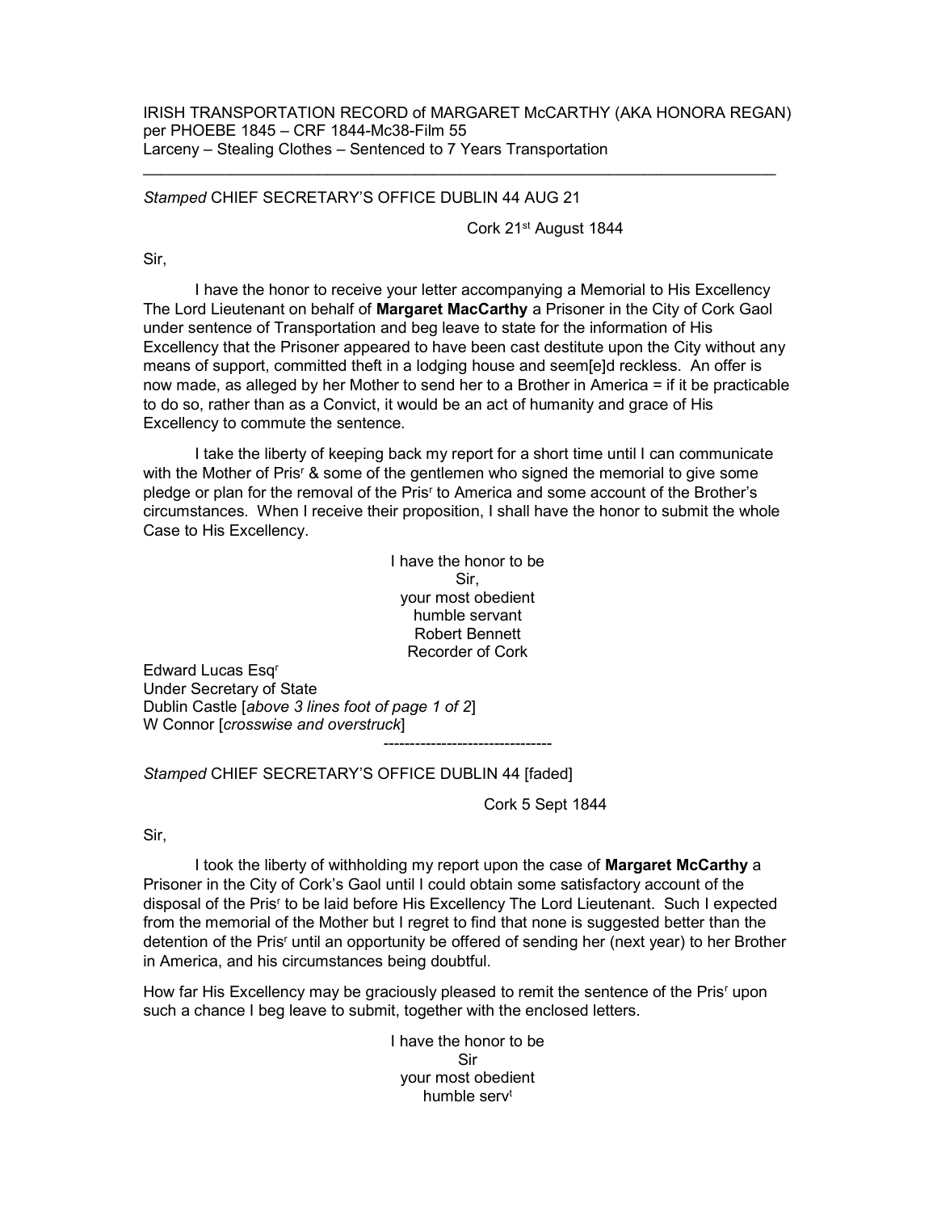IRISH TRANSPORTATION RECORD of MARGARET McCARTHY (AKA HONORA REGAN) per PHOEBE 1845 – CRF 1844-Mc38-Film 55
Larceny – Stealing Clothes – Sentenced to 7 Years Transportation

---

*Stamped* CHIEF SECRETARY'S OFFICE DUBLIN 44 AUG 21

Cork 21st August 1844

Sir,

I have the honor to receive your letter accompanying a Memorial to His Excellency The Lord Lieutenant on behalf of **Margaret MacCarthy** a Prisoner in the City of Cork Gaol under sentence of Transportation and beg leave to state for the information of His Excellency that the Prisoner appeared to have been cast destitute upon the City without any means of support, committed theft in a lodging house and seem[e]d reckless. An offer is now made, as alleged by her Mother to send her to a Brother in America = if it be practicable to do so, rather than as a Convict, it would be an act of humanity and grace of His Excellency to commute the sentence.

I take the liberty of keeping back my report for a short time until I can communicate with the Mother of Prisr & some of the gentlemen who signed the memorial to give some pledge or plan for the removal of the Prisr to America and some account of the Brother's circumstances. When I receive their proposition, I shall have the honor to submit the whole Case to His Excellency.

I have the honor to be
Sir,
your most obedient
humble servant
Robert Bennett
Recorder of Cork

Edward Lucas Esqr
Under Secretary of State
Dublin Castle [*above 3 lines foot of page 1 of 2*]
W Connor [*crosswise and overstruck*]

--------------------------------

*Stamped* CHIEF SECRETARY'S OFFICE DUBLIN 44 [faded]

Cork 5 Sept 1844

Sir,

I took the liberty of withholding my report upon the case of **Margaret McCarthy** a Prisoner in the City of Cork's Gaol until I could obtain some satisfactory account of the disposal of the Prisr to be laid before His Excellency The Lord Lieutenant. Such I expected from the memorial of the Mother but I regret to find that none is suggested better than the detention of the Prisr until an opportunity be offered of sending her (next year) to her Brother in America, and his circumstances being doubtful.

How far His Excellency may be graciously pleased to remit the sentence of the Prisr upon such a chance I beg leave to submit, together with the enclosed letters.

I have the honor to be
Sir
your most obedient
humble servt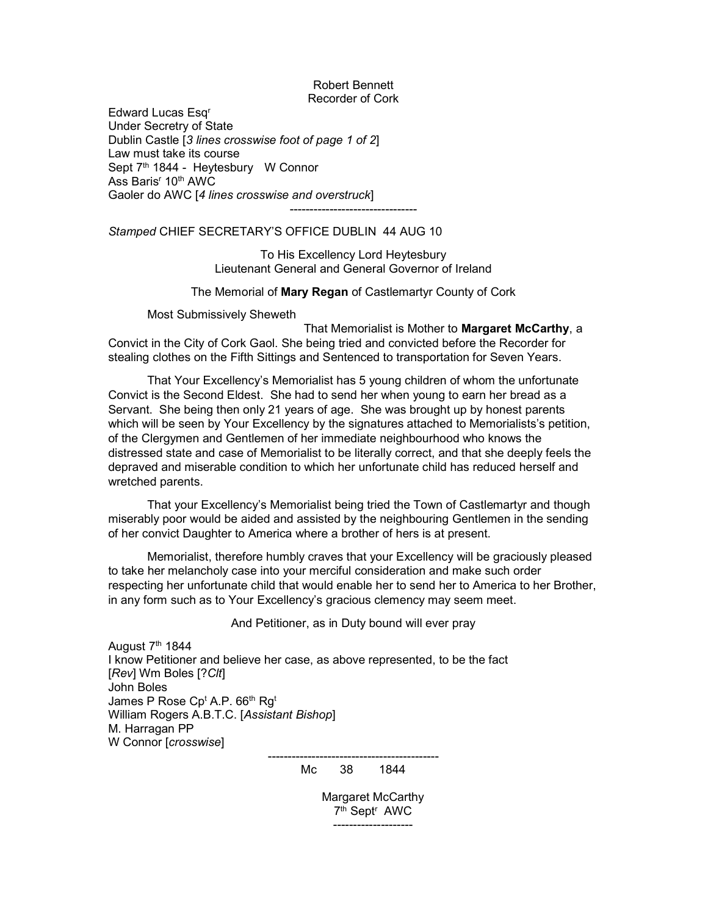Robert Bennett
Recorder of Cork

Edward Lucas Esq[r]
Under Secretry of State
Dublin Castle [*3 lines crosswise foot of page 1 of 2*]
Law must take its course
Sept 7[th] 1844 - Heytesbury W Connor
Ass Baris[r] 10[th] AWC
Gaoler do AWC [*4 lines crosswise and overstruck*]

--------------------------------

*Stamped* CHIEF SECRETARY'S OFFICE DUBLIN 44 AUG 10

To His Excellency Lord Heytesbury
Lieutenant General and General Governor of Ireland

The Memorial of **Mary Regan** of Castlemartyr County of Cork

Most Submissively Sheweth

That Memorialist is Mother to **Margaret McCarthy**, a Convict in the City of Cork Gaol. She being tried and convicted before the Recorder for stealing clothes on the Fifth Sittings and Sentenced to transportation for Seven Years.

That Your Excellency's Memorialist has 5 young children of whom the unfortunate Convict is the Second Eldest. She had to send her when young to earn her bread as a Servant. She being then only 21 years of age. She was brought up by honest parents which will be seen by Your Excellency by the signatures attached to Memorialists's petition, of the Clergymen and Gentlemen of her immediate neighbourhood who knows the distressed state and case of Memorialist to be literally correct, and that she deeply feels the depraved and miserable condition to which her unfortunate child has reduced herself and wretched parents.

That your Excellency's Memorialist being tried the Town of Castlemartyr and though miserably poor would be aided and assisted by the neighbouring Gentlemen in the sending of her convict Daughter to America where a brother of hers is at present.

Memorialist, therefore humbly craves that your Excellency will be graciously pleased to take her melancholy case into your merciful consideration and make such order respecting her unfortunate child that would enable her to send her to America to her Brother, in any form such as to Your Excellency's gracious clemency may seem meet.

And Petitioner, as in Duty bound will ever pray

August 7[th] 1844
I know Petitioner and believe her case, as above represented, to be the fact
[*Rev*] Wm Boles [?*Clt*]
John Boles
James P Rose Cp[t] A.P. 66[th] Rg[t]
William Rogers A.B.T.C. [*Assistant Bishop*]
M. Harragan PP
W Connor [*crosswise*]

--------------------------------------------

Mc 38 1844

Margaret McCarthy
7[th] Sept[r] AWC

--------------------